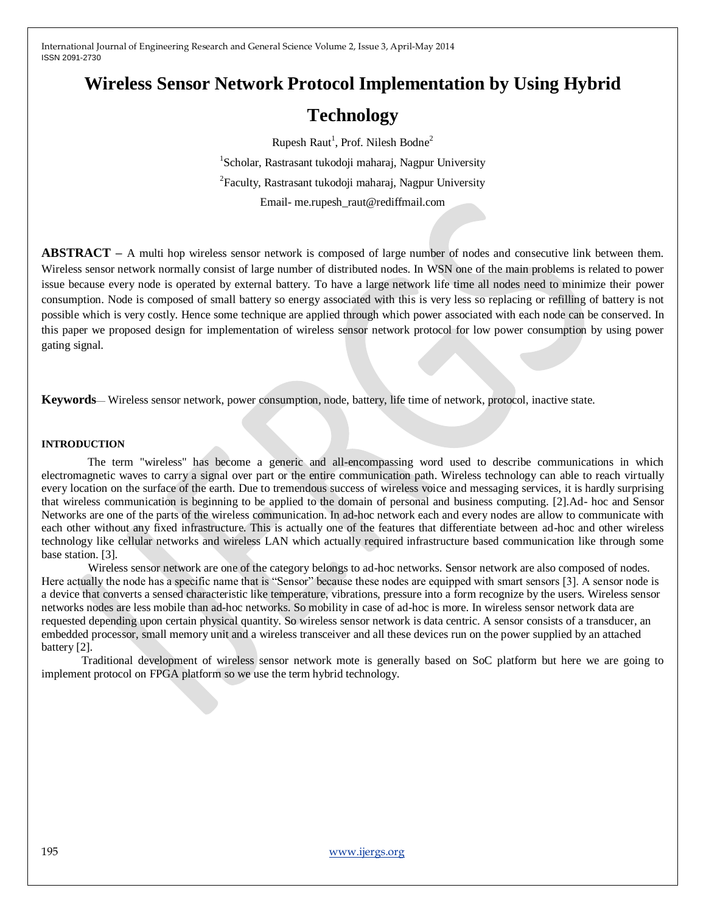# Wireless Sensor Network Protocol Implementation by Using Hybrid Technology

Rupesh Raut[1], Prof. Nilesh Bodne[2]

[1]Scholar, Rastrasant tukodoji maharaj, Nagpur University

[2]Faculty, Rastrasant tukodoji maharaj, Nagpur University

Email- me.rupesh_raut@rediffmail.com

**ABSTRACT –** A multi hop wireless sensor network is composed of large number of nodes and consecutive link between them. Wireless sensor network normally consist of large number of distributed nodes. In WSN one of the main problems is related to power issue because every node is operated by external battery. To have a large network life time all nodes need to minimize their power consumption. Node is composed of small battery so energy associated with this is very less so replacing or refilling of battery is not possible which is very costly. Hence some technique are applied through which power associated with each node can be conserved. In this paper we proposed design for implementation of wireless sensor network protocol for low power consumption by using power gating signal.

**Keywords**— Wireless sensor network, power consumption, node, battery, life time of network, protocol, inactive state.

## INTRODUCTION

The term "wireless" has become a generic and all-encompassing word used to describe communications in which electromagnetic waves to carry a signal over part or the entire communication path. Wireless technology can able to reach virtually every location on the surface of the earth. Due to tremendous success of wireless voice and messaging services, it is hardly surprising that wireless communication is beginning to be applied to the domain of personal and business computing. [2].Ad- hoc and Sensor Networks are one of the parts of the wireless communication. In ad-hoc network each and every nodes are allow to communicate with each other without any fixed infrastructure. This is actually one of the features that differentiate between ad-hoc and other wireless technology like cellular networks and wireless LAN which actually required infrastructure based communication like through some base station. [3].

Wireless sensor network are one of the category belongs to ad-hoc networks. Sensor network are also composed of nodes. Here actually the node has a specific name that is "Sensor" because these nodes are equipped with smart sensors [3]. A sensor node is a device that converts a sensed characteristic like temperature, vibrations, pressure into a form recognize by the users. Wireless sensor networks nodes are less mobile than ad-hoc networks. So mobility in case of ad-hoc is more. In wireless sensor network data are requested depending upon certain physical quantity. So wireless sensor network is data centric. A sensor consists of a transducer, an embedded processor, small memory unit and a wireless transceiver and all these devices run on the power supplied by an attached battery [2].

Traditional development of wireless sensor network mote is generally based on SoC platform but here we are going to implement protocol on FPGA platform so we use the term hybrid technology.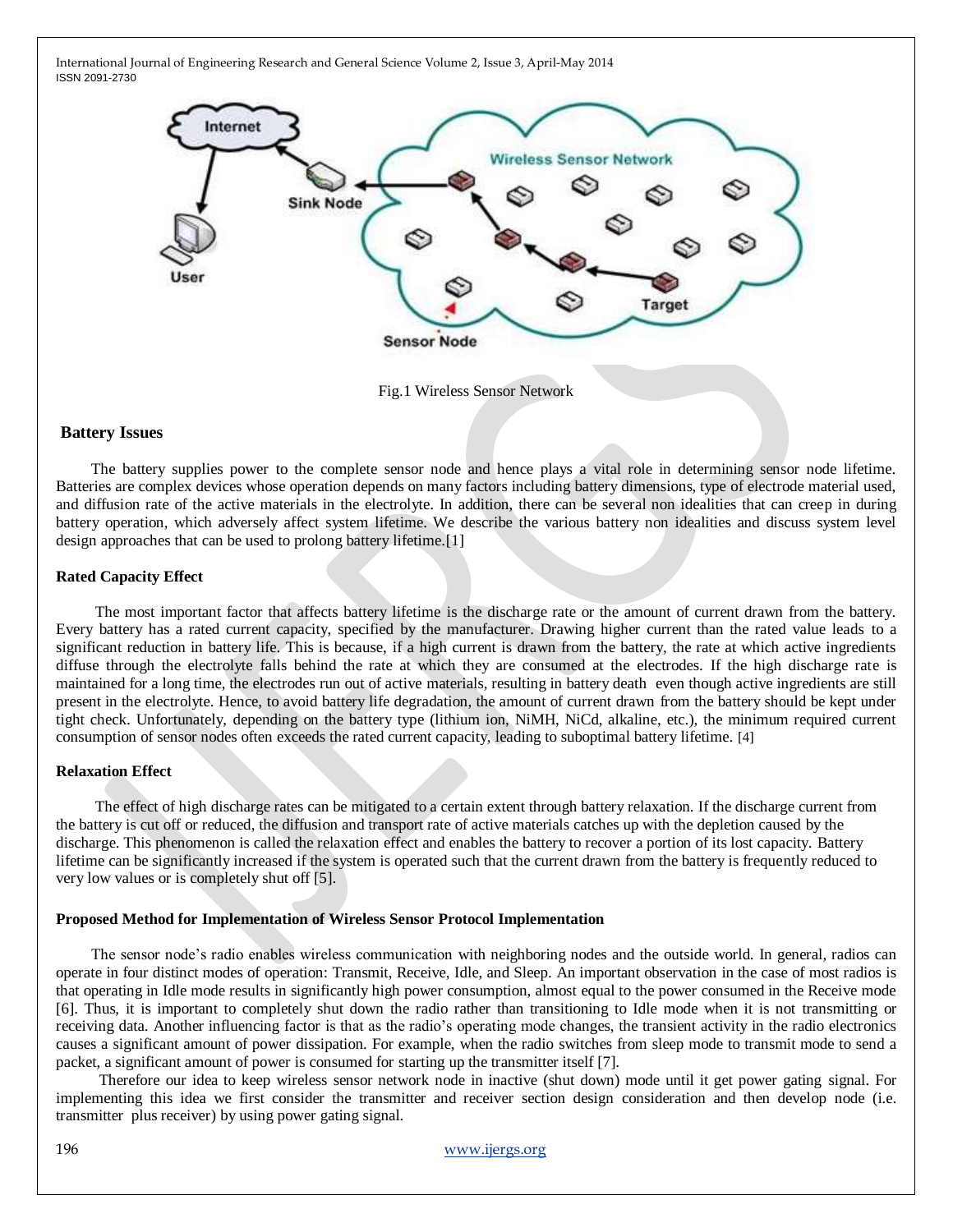Internet

Wireless Sensor Network

Sink Node

User

Target

Sensor Node

Fig.1 Wireless Sensor Network

## Battery Issues

The battery supplies power to the complete sensor node and hence plays a vital role in determining sensor node lifetime. Batteries are complex devices whose operation depends on many factors including battery dimensions, type of electrode material used, and diffusion rate of the active materials in the electrolyte. In addition, there can be several non idealities that can creep in during battery operation, which adversely affect system lifetime. We describe the various battery non idealities and discuss system level design approaches that can be used to prolong battery lifetime.[1]

### Rated Capacity Effect

The most important factor that affects battery lifetime is the discharge rate or the amount of current drawn from the battery. Every battery has a rated current capacity, specified by the manufacturer. Drawing higher current than the rated value leads to a significant reduction in battery life. This is because, if a high current is drawn from the battery, the rate at which active ingredients diffuse through the electrolyte falls behind the rate at which they are consumed at the electrodes. If the high discharge rate is maintained for a long time, the electrodes run out of active materials, resulting in battery death even though active ingredients are still present in the electrolyte. Hence, to avoid battery life degradation, the amount of current drawn from the battery should be kept under tight check. Unfortunately, depending on the battery type (lithium ion, NiMH, NiCd, alkaline, etc.), the minimum required current consumption of sensor nodes often exceeds the rated current capacity, leading to suboptimal battery lifetime. [4]

### Relaxation Effect

The effect of high discharge rates can be mitigated to a certain extent through battery relaxation. If the discharge current from the battery is cut off or reduced, the diffusion and transport rate of active materials catches up with the depletion caused by the discharge. This phenomenon is called the relaxation effect and enables the battery to recover a portion of its lost capacity. Battery lifetime can be significantly increased if the system is operated such that the current drawn from the battery is frequently reduced to very low values or is completely shut off [5].

### Proposed Method for Implementation of Wireless Sensor Protocol Implementation

The sensor node's radio enables wireless communication with neighboring nodes and the outside world. In general, radios can operate in four distinct modes of operation: Transmit, Receive, Idle, and Sleep. An important observation in the case of most radios is that operating in Idle mode results in significantly high power consumption, almost equal to the power consumed in the Receive mode [6]. Thus, it is important to completely shut down the radio rather than transitioning to Idle mode when it is not transmitting or receiving data. Another influencing factor is that as the radio's operating mode changes, the transient activity in the radio electronics causes a significant amount of power dissipation. For example, when the radio switches from sleep mode to transmit mode to send a packet, a significant amount of power is consumed for starting up the transmitter itself [7].

Therefore our idea to keep wireless sensor network node in inactive (shut down) mode until it get power gating signal. For implementing this idea we first consider the transmitter and receiver section design consideration and then develop node (i.e. transmitter plus receiver) by using power gating signal.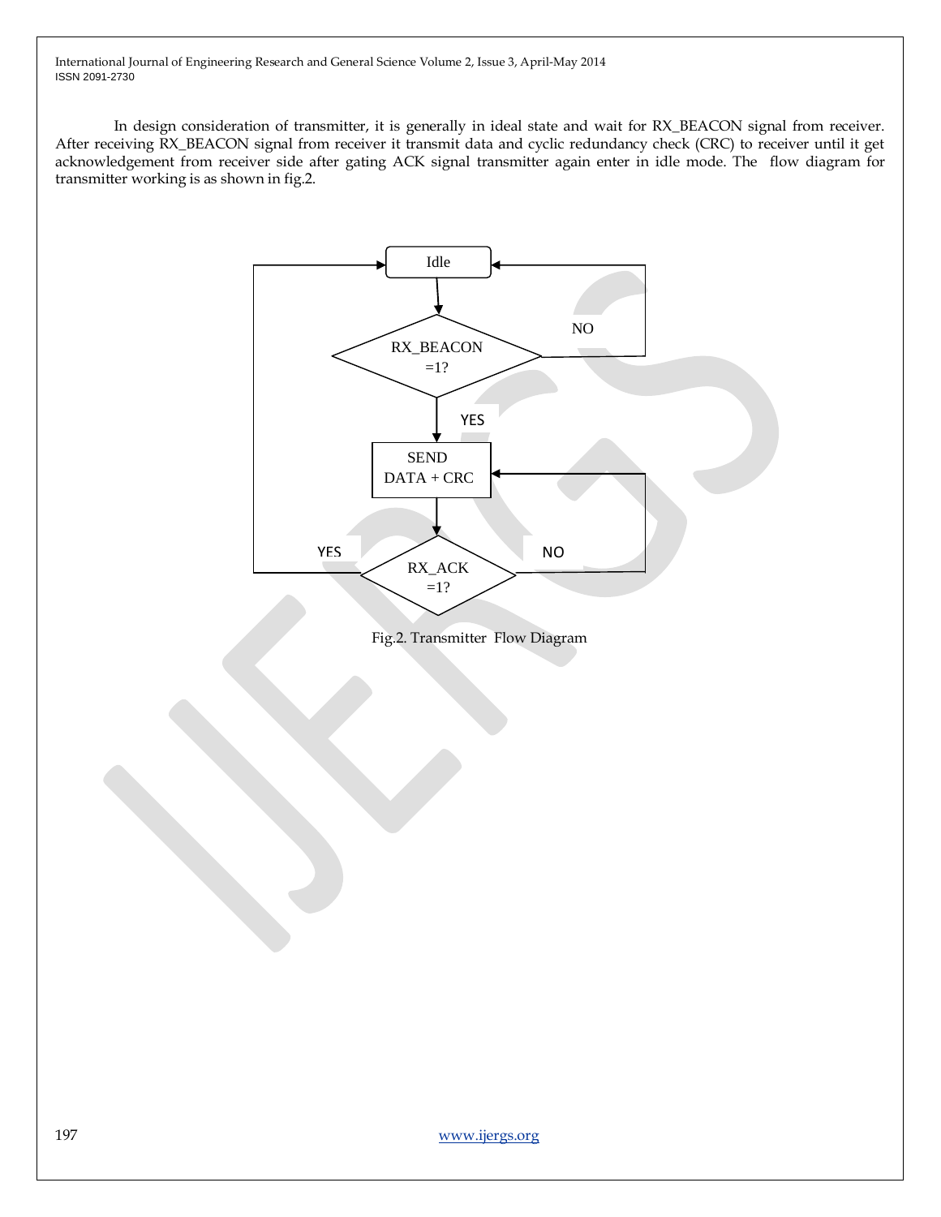In design consideration of transmitter, it is generally in ideal state and wait for RX_BEACON signal from receiver. After receiving RX_BEACON signal from receiver it transmit data and cyclic redundancy check (CRC) to receiver until it get acknowledgement from receiver side after gating ACK signal transmitter again enter in idle mode. The flow diagram for transmitter working is as shown in fig.2.

Fig.2. Transmitter Flow Diagram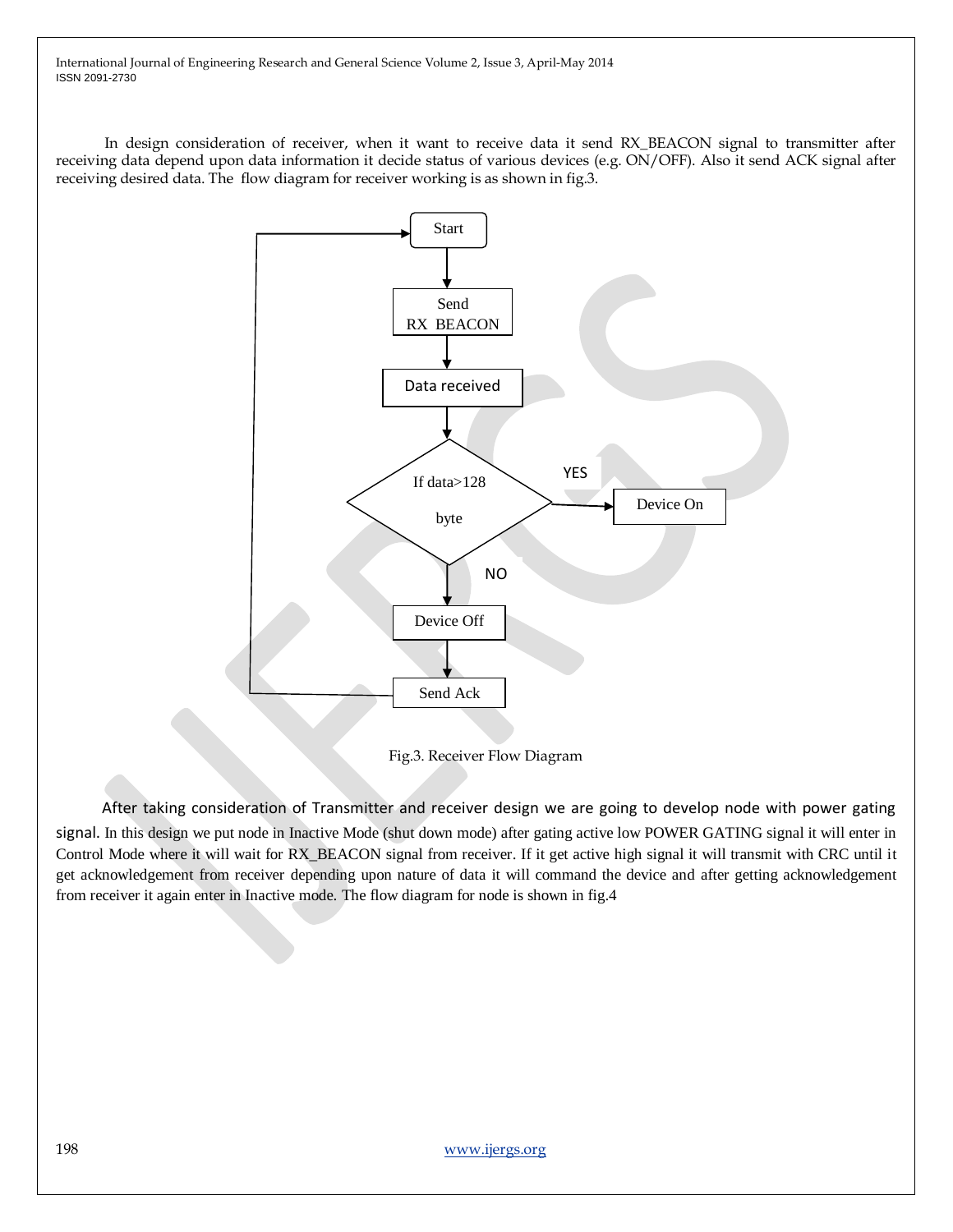In design consideration of receiver, when it want to receive data it send RX_BEACON signal to transmitter after receiving data depend upon data information it decide status of various devices (e.g. ON/OFF). Also it send ACK signal after receiving desired data. The flow diagram for receiver working is as shown in fig.3.

Fig.3. Receiver Flow Diagram

After taking consideration of Transmitter and receiver design we are going to develop node with power gating signal. In this design we put node in Inactive Mode (shut down mode) after gating active low POWER GATING signal it will enter in Control Mode where it will wait for RX_BEACON signal from receiver. If it get active high signal it will transmit with CRC until it get acknowledgement from receiver depending upon nature of data it will command the device and after getting acknowledgement from receiver it again enter in Inactive mode. The flow diagram for node is shown in fig.4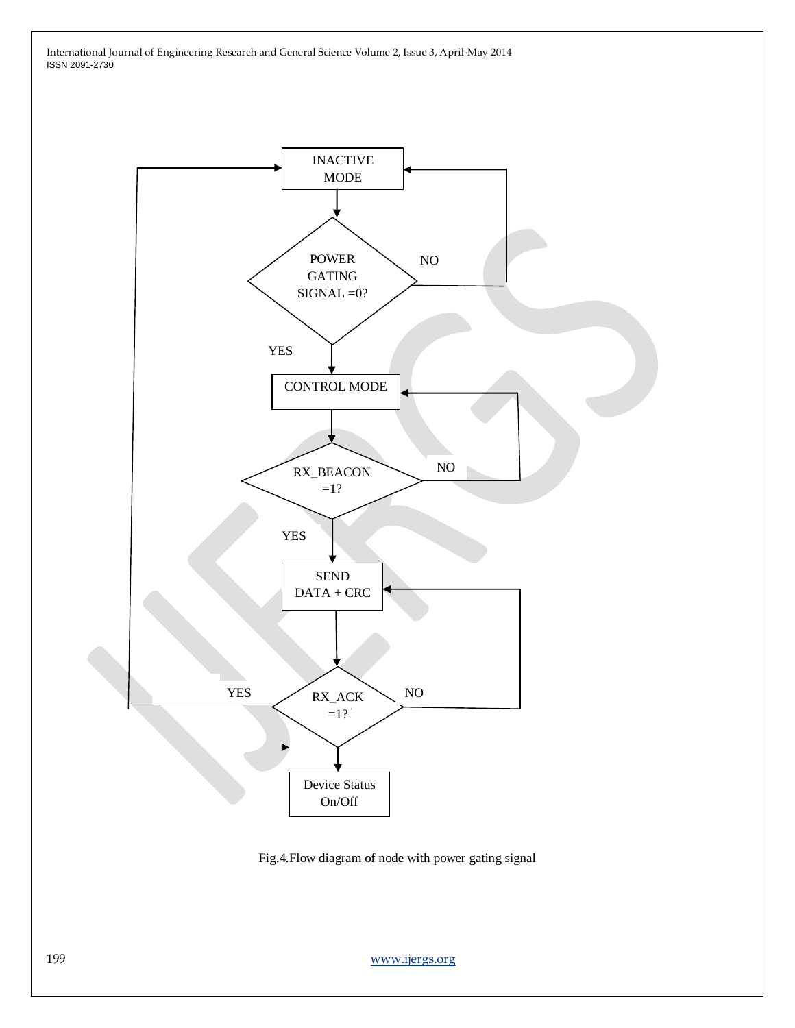Fig.4.Flow diagram of node with power gating signal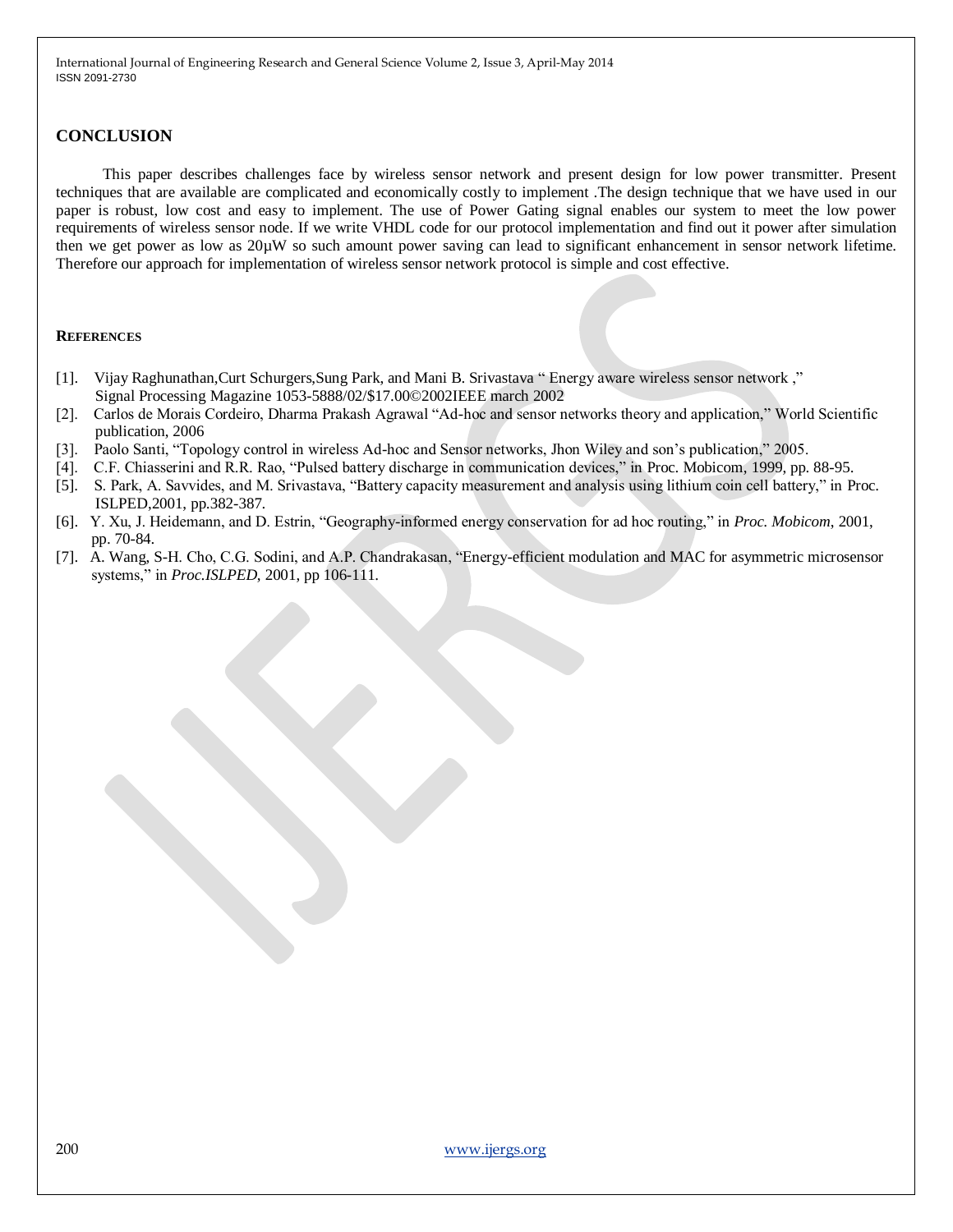## CONCLUSION

This paper describes challenges face by wireless sensor network and present design for low power transmitter. Present techniques that are available are complicated and economically costly to implement .The design technique that we have used in our paper is robust, low cost and easy to implement. The use of Power Gating signal enables our system to meet the low power requirements of wireless sensor node. If we write VHDL code for our protocol implementation and find out it power after simulation then we get power as low as 20µW so such amount power saving can lead to significant enhancement in sensor network lifetime. Therefore our approach for implementation of wireless sensor network protocol is simple and cost effective.

### REFERENCES

[1]. Vijay Raghunathan,Curt Schurgers,Sung Park, and Mani B. Srivastava " Energy aware wireless sensor network ," Signal Processing Magazine 1053-5888/02/$17.00©2002IEEE march 2002

[2]. Carlos de Morais Cordeiro, Dharma Prakash Agrawal "Ad-hoc and sensor networks theory and application," World Scientific publication, 2006

[3]. Paolo Santi, "Topology control in wireless Ad-hoc and Sensor networks, Jhon Wiley and son's publication," 2005.

[4]. C.F. Chiasserini and R.R. Rao, "Pulsed battery discharge in communication devices," in Proc. Mobicom, 1999, pp. 88-95.

[5]. S. Park, A. Savvides, and M. Srivastava, "Battery capacity measurement and analysis using lithium coin cell battery," in Proc. ISLPED,2001, pp.382-387.

[6]. Y. Xu, J. Heidemann, and D. Estrin, "Geography-informed energy conservation for ad hoc routing," in *Proc. Mobicom*, 2001, pp. 70-84.

[7]. A. Wang, S-H. Cho, C.G. Sodini, and A.P. Chandrakasan, "Energy-efficient modulation and MAC for asymmetric microsensor systems," in *Proc.ISLPED*, 2001, pp 106-111.